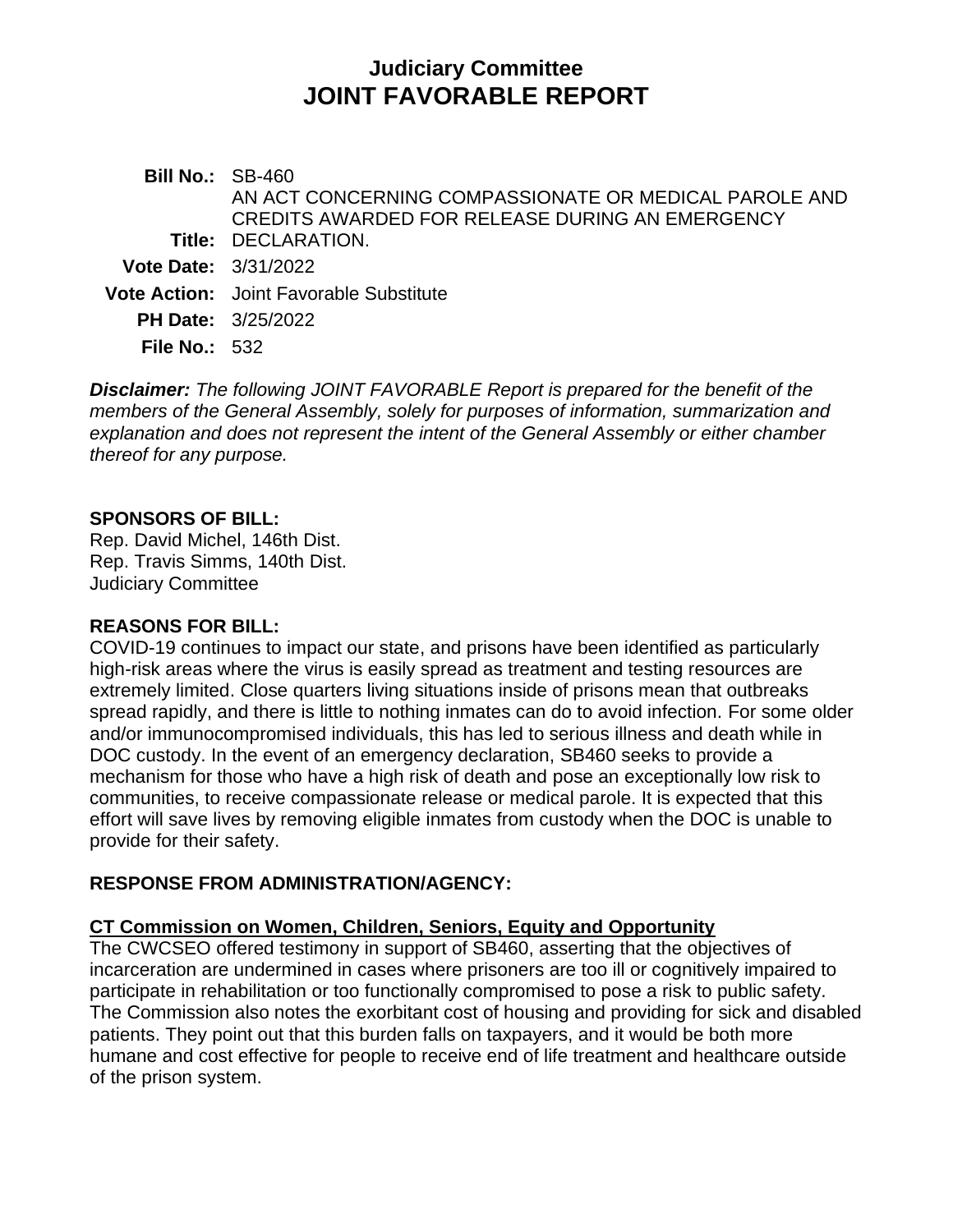# Judiciary Committee
# JOINT FAVORABLE REPORT

**Bill No.:** SB-460

**Title:** AN ACT CONCERNING COMPASSIONATE OR MEDICAL PAROLE AND CREDITS AWARDED FOR RELEASE DURING AN EMERGENCY DECLARATION.

**Vote Date:** 3/31/2022

**Vote Action:** Joint Favorable Substitute

**PH Date:** 3/25/2022

**File No.:** 532

***Disclaimer:*** *The following JOINT FAVORABLE Report is prepared for the benefit of the members of the General Assembly, solely for purposes of information, summarization and explanation and does not represent the intent of the General Assembly or either chamber thereof for any purpose.*

**SPONSORS OF BILL:**

Rep. David Michel, 146th Dist.
Rep. Travis Simms, 140th Dist.
Judiciary Committee

**REASONS FOR BILL:**

COVID-19 continues to impact our state, and prisons have been identified as particularly high-risk areas where the virus is easily spread as treatment and testing resources are extremely limited. Close quarters living situations inside of prisons mean that outbreaks spread rapidly, and there is little to nothing inmates can do to avoid infection. For some older and/or immunocompromised individuals, this has led to serious illness and death while in DOC custody. In the event of an emergency declaration, SB460 seeks to provide a mechanism for those who have a high risk of death and pose an exceptionally low risk to communities, to receive compassionate release or medical parole. It is expected that this effort will save lives by removing eligible inmates from custody when the DOC is unable to provide for their safety.

**RESPONSE FROM ADMINISTRATION/AGENCY:**

**CT Commission on Women, Children, Seniors, Equity and Opportunity**

The CWCSEO offered testimony in support of SB460, asserting that the objectives of incarceration are undermined in cases where prisoners are too ill or cognitively impaired to participate in rehabilitation or too functionally compromised to pose a risk to public safety. The Commission also notes the exorbitant cost of housing and providing for sick and disabled patients. They point out that this burden falls on taxpayers, and it would be both more humane and cost effective for people to receive end of life treatment and healthcare outside of the prison system.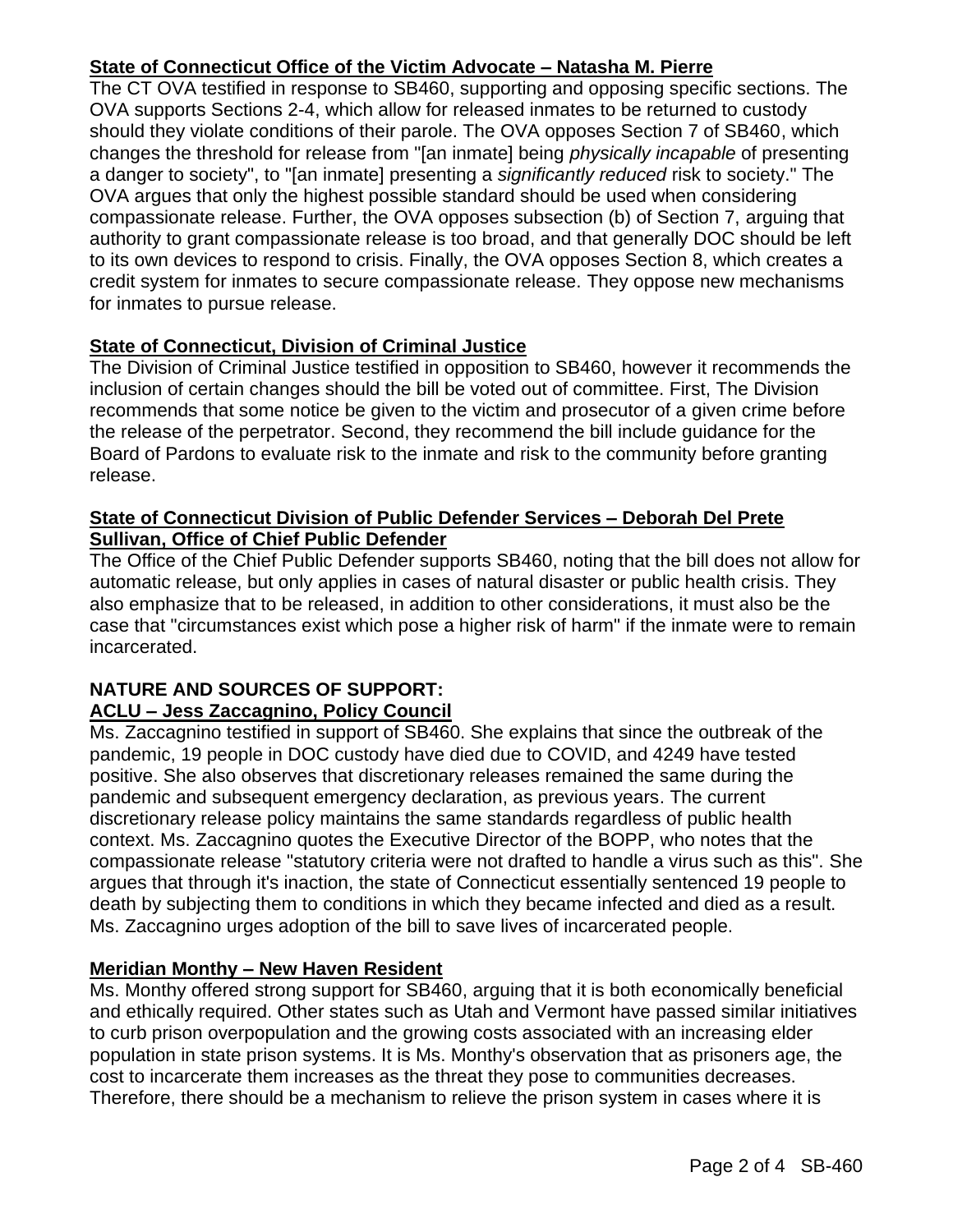**State of Connecticut Office of the Victim Advocate – Natasha M. Pierre**

The CT OVA testified in response to SB460, supporting and opposing specific sections. The OVA supports Sections 2-4, which allow for released inmates to be returned to custody should they violate conditions of their parole. The OVA opposes Section 7 of SB460, which changes the threshold for release from "[an inmate] being *physically incapable* of presenting a danger to society", to "[an inmate] presenting a *significantly reduced* risk to society." The OVA argues that only the highest possible standard should be used when considering compassionate release. Further, the OVA opposes subsection (b) of Section 7, arguing that authority to grant compassionate release is too broad, and that generally DOC should be left to its own devices to respond to crisis. Finally, the OVA opposes Section 8, which creates a credit system for inmates to secure compassionate release. They oppose new mechanisms for inmates to pursue release.

**State of Connecticut, Division of Criminal Justice**

The Division of Criminal Justice testified in opposition to SB460, however it recommends the inclusion of certain changes should the bill be voted out of committee. First, The Division recommends that some notice be given to the victim and prosecutor of a given crime before the release of the perpetrator. Second, they recommend the bill include guidance for the Board of Pardons to evaluate risk to the inmate and risk to the community before granting release.

**State of Connecticut Division of Public Defender Services – Deborah Del Prete Sullivan, Office of Chief Public Defender**

The Office of the Chief Public Defender supports SB460, noting that the bill does not allow for automatic release, but only applies in cases of natural disaster or public health crisis. They also emphasize that to be released, in addition to other considerations, it must also be the case that "circumstances exist which pose a higher risk of harm" if the inmate were to remain incarcerated.

**NATURE AND SOURCES OF SUPPORT:**

**ACLU – Jess Zaccagnino, Policy Council**

Ms. Zaccagnino testified in support of SB460. She explains that since the outbreak of the pandemic, 19 people in DOC custody have died due to COVID, and 4249 have tested positive. She also observes that discretionary releases remained the same during the pandemic and subsequent emergency declaration, as previous years. The current discretionary release policy maintains the same standards regardless of public health context. Ms. Zaccagnino quotes the Executive Director of the BOPP, who notes that the compassionate release "statutory criteria were not drafted to handle a virus such as this". She argues that through it's inaction, the state of Connecticut essentially sentenced 19 people to death by subjecting them to conditions in which they became infected and died as a result. Ms. Zaccagnino urges adoption of the bill to save lives of incarcerated people.

**Meridian Monthy – New Haven Resident**

Ms. Monthy offered strong support for SB460, arguing that it is both economically beneficial and ethically required. Other states such as Utah and Vermont have passed similar initiatives to curb prison overpopulation and the growing costs associated with an increasing elder population in state prison systems. It is Ms. Monthy's observation that as prisoners age, the cost to incarcerate them increases as the threat they pose to communities decreases. Therefore, there should be a mechanism to relieve the prison system in cases where it is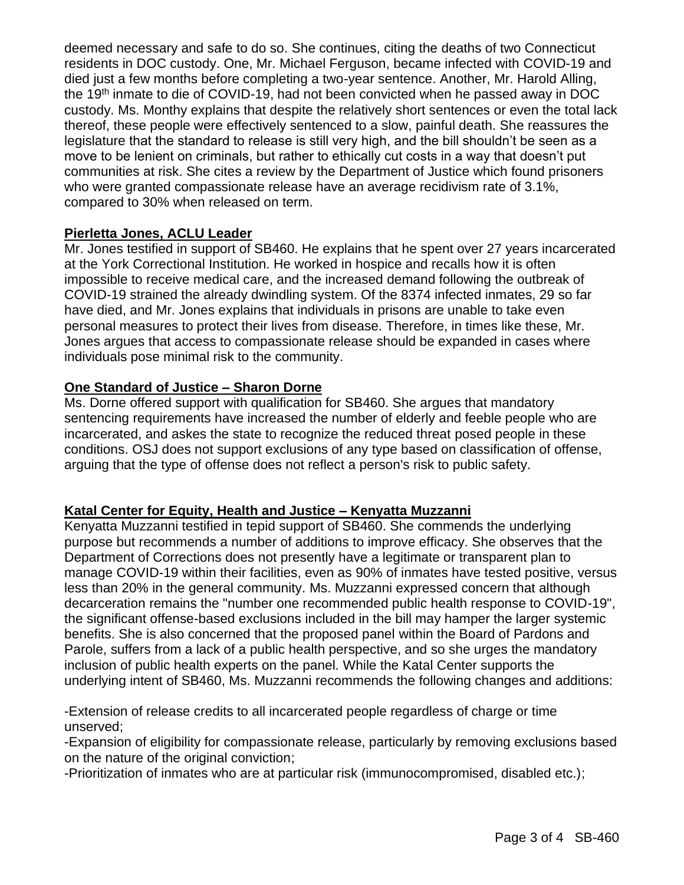deemed necessary and safe to do so. She continues, citing the deaths of two Connecticut residents in DOC custody. One, Mr. Michael Ferguson, became infected with COVID-19 and died just a few months before completing a two-year sentence. Another, Mr. Harold Alling, the 19th inmate to die of COVID-19, had not been convicted when he passed away in DOC custody. Ms. Monthy explains that despite the relatively short sentences or even the total lack thereof, these people were effectively sentenced to a slow, painful death. She reassures the legislature that the standard to release is still very high, and the bill shouldn't be seen as a move to be lenient on criminals, but rather to ethically cut costs in a way that doesn't put communities at risk. She cites a review by the Department of Justice which found prisoners who were granted compassionate release have an average recidivism rate of 3.1%, compared to 30% when released on term.

**Pierletta Jones, ACLU Leader**

Mr. Jones testified in support of SB460. He explains that he spent over 27 years incarcerated at the York Correctional Institution. He worked in hospice and recalls how it is often impossible to receive medical care, and the increased demand following the outbreak of COVID-19 strained the already dwindling system. Of the 8374 infected inmates, 29 so far have died, and Mr. Jones explains that individuals in prisons are unable to take even personal measures to protect their lives from disease. Therefore, in times like these, Mr. Jones argues that access to compassionate release should be expanded in cases where individuals pose minimal risk to the community.

**One Standard of Justice – Sharon Dorne**

Ms. Dorne offered support with qualification for SB460. She argues that mandatory sentencing requirements have increased the number of elderly and feeble people who are incarcerated, and askes the state to recognize the reduced threat posed people in these conditions. OSJ does not support exclusions of any type based on classification of offense, arguing that the type of offense does not reflect a person's risk to public safety.

**Katal Center for Equity, Health and Justice – Kenyatta Muzzanni**

Kenyatta Muzzanni testified in tepid support of SB460. She commends the underlying purpose but recommends a number of additions to improve efficacy. She observes that the Department of Corrections does not presently have a legitimate or transparent plan to manage COVID-19 within their facilities, even as 90% of inmates have tested positive, versus less than 20% in the general community. Ms. Muzzanni expressed concern that although decarceration remains the "number one recommended public health response to COVID-19", the significant offense-based exclusions included in the bill may hamper the larger systemic benefits. She is also concerned that the proposed panel within the Board of Pardons and Parole, suffers from a lack of a public health perspective, and so she urges the mandatory inclusion of public health experts on the panel. While the Katal Center supports the underlying intent of SB460, Ms. Muzzanni recommends the following changes and additions:

-Extension of release credits to all incarcerated people regardless of charge or time unserved;

-Expansion of eligibility for compassionate release, particularly by removing exclusions based on the nature of the original conviction;

-Prioritization of inmates who are at particular risk (immunocompromised, disabled etc.);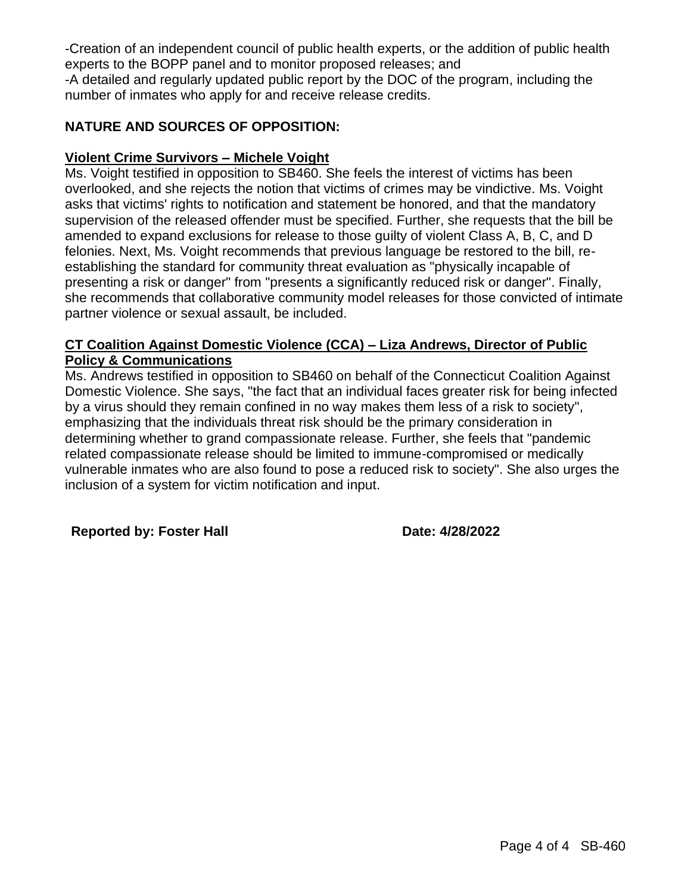-Creation of an independent council of public health experts, or the addition of public health experts to the BOPP panel and to monitor proposed releases; and
-A detailed and regularly updated public report by the DOC of the program, including the number of inmates who apply for and receive release credits.

**NATURE AND SOURCES OF OPPOSITION:**

**Violent Crime Survivors – Michele Voight**

Ms. Voight testified in opposition to SB460. She feels the interest of victims has been overlooked, and she rejects the notion that victims of crimes may be vindictive. Ms. Voight asks that victims' rights to notification and statement be honored, and that the mandatory supervision of the released offender must be specified. Further, she requests that the bill be amended to expand exclusions for release to those guilty of violent Class A, B, C, and D felonies. Next, Ms. Voight recommends that previous language be restored to the bill, re-establishing the standard for community threat evaluation as "physically incapable of presenting a risk or danger" from "presents a significantly reduced risk or danger". Finally, she recommends that collaborative community model releases for those convicted of intimate partner violence or sexual assault, be included.

**CT Coalition Against Domestic Violence (CCA) – Liza Andrews, Director of Public Policy & Communications**

Ms. Andrews testified in opposition to SB460 on behalf of the Connecticut Coalition Against Domestic Violence. She says, "the fact that an individual faces greater risk for being infected by a virus should they remain confined in no way makes them less of a risk to society", emphasizing that the individuals threat risk should be the primary consideration in determining whether to grand compassionate release. Further, she feels that "pandemic related compassionate release should be limited to immune-compromised or medically vulnerable inmates who are also found to pose a reduced risk to society". She also urges the inclusion of a system for victim notification and input.

**Reported by: Foster Hall** **Date: 4/28/2022**